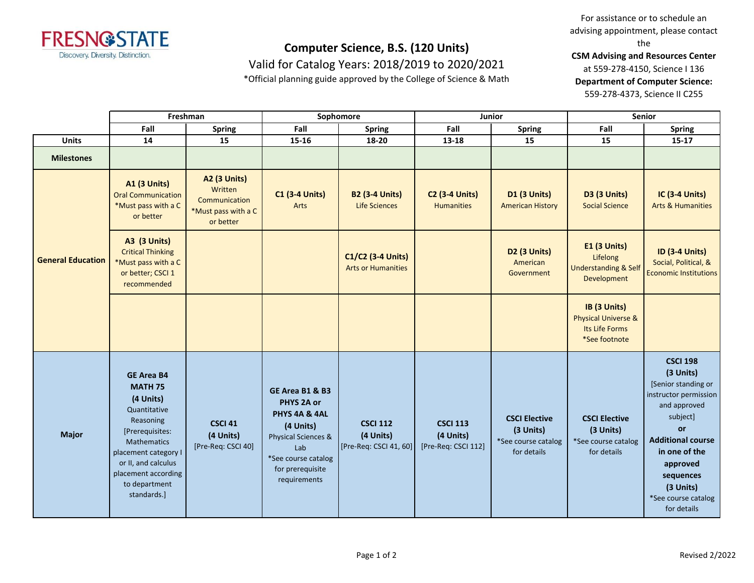# Computer Science, B.S. (120 Units)

Valid for Catalog Years: 2018/2019 to 2020/2021

*Official planning guide approved by the College of Science & Math

For assistance or to schedule an advising appointment, please contact the **CSM Advising and Resources Center** at 559-278-4150, Science I 136

**Department of Computer Science:** 559-278-4373, Science II C255

| | Freshman | | Sophomore | | Junior | | Senior | |
|---|---|---|---|---|---|---|---|---|
| | Fall | Spring | Fall | Spring | Fall | Spring | Fall | Spring |
| **Units** | 14 | 15 | 15-16 | 18-20 | 13-18 | 15 | 15 | 15-17 |
| **Milestones** | | | | | | | | |
| **General Education** | **A1 (3 Units)** Oral Communication *Must pass with a C or better | **A2 (3 Units)** Written Communication *Must pass with a C or better | **C1 (3-4 Units)** Arts | **B2 (3-4 Units)** Life Sciences | **C2 (3-4 Units)** Humanities | **D1 (3 Units)** American History | **D3 (3 Units)** Social Science | **IC (3-4 Units)** Arts & Humanities |
| | **A3 (3 Units)** Critical Thinking *Must pass with a C or better; CSCI 1 recommended | | | **C1/C2 (3-4 Units)** Arts or Humanities | | **D2 (3 Units)** American Government | **E1 (3 Units)** Lifelong Understanding & Self Development | **ID (3-4 Units)** Social, Political, & Economic Institutions |
| | | | | | | | **IB (3 Units)** Physical Universe & Its Life Forms *See footnote | |
| **Major** | **GE Area B4 MATH 75 (4 Units)** Quantitative Reasoning [Prerequisites: Mathematics placement category I or II, and calculus placement according to department standards.] | **CSCI 41 (4 Units)** [Pre-Req: CSCI 40] | **GE Area B1 & B3 PHYS 2A or PHYS 4A & 4AL (4 Units)** Physical Sciences & Lab *See course catalog for prerequisite requirements | **CSCI 112 (4 Units)** [Pre-Req: CSCI 41, 60] | **CSCI 113 (4 Units)** [Pre-Req: CSCI 112] | **CSCI Elective (3 Units)** *See course catalog for details | **CSCI Elective (3 Units)** *See course catalog for details | **CSCI 198 (3 Units)** [Senior standing or instructor permission and approved subject] **or** **Additional course in one of the approved sequences (3 Units)** *See course catalog for details |

Revised 2/2022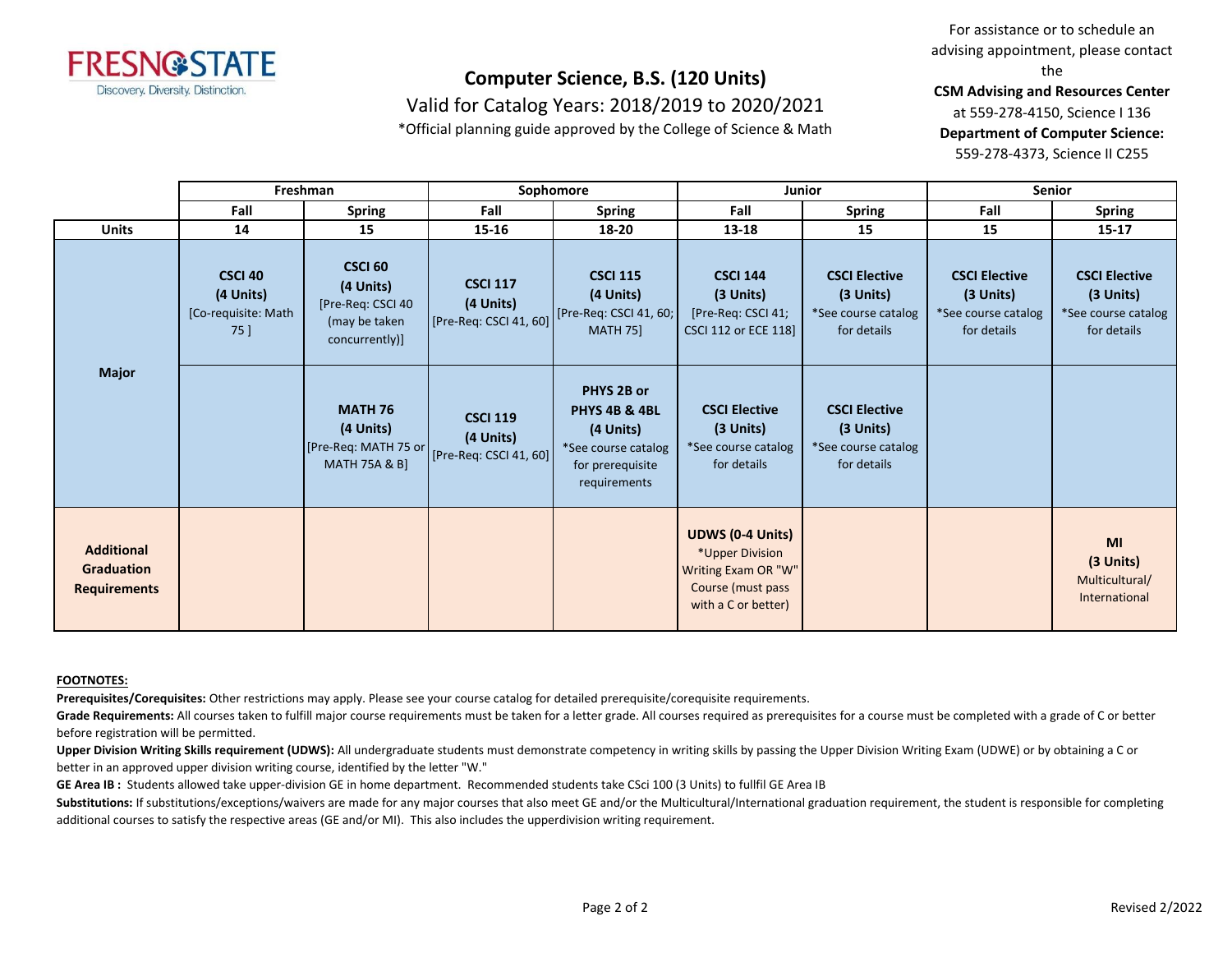# Computer Science, B.S. (120 Units)

Valid for Catalog Years: 2018/2019 to 2020/2021

*Official planning guide approved by the College of Science & Math

For assistance or to schedule an advising appointment, please contact the **CSM Advising and Resources Center** at 559-278-4150, Science I 136 **Department of Computer Science:** 559-278-4373, Science II C255

| | Freshman | | Sophomore | | Junior | | Senior | |
|---|---|---|---|---|---|---|---|---|
| | **Fall** | **Spring** | **Fall** | **Spring** | **Fall** | **Spring** | **Fall** | **Spring** |
| **Units** | 14 | 15 | 15-16 | 18-20 | 13-18 | 15 | 15 | 15-17 |
| **Major** | **CSCI 40 (4 Units)** [Co-requisite: Math 75 ] | **CSCI 60 (4 Units)** [Pre-Req: CSCI 40 (may be taken concurrently)] | **CSCI 117 (4 Units)** [Pre-Req: CSCI 41, 60] | **CSCI 115 (4 Units)** [Pre-Req: CSCI 41, 60; MATH 75] | **CSCI 144 (3 Units)** [Pre-Req: CSCI 41; CSCI 112 or ECE 118] | **CSCI Elective (3 Units)** *See course catalog for details | **CSCI Elective (3 Units)** *See course catalog for details | **CSCI Elective (3 Units)** *See course catalog for details |
| | | **MATH 76 (4 Units)** [Pre-Req: MATH 75 or MATH 75A & B] | **CSCI 119 (4 Units)** [Pre-Req: CSCI 41, 60] | **PHYS 2B or PHYS 4B & 4BL (4 Units)** *See course catalog for prerequisite requirements | **CSCI Elective (3 Units)** *See course catalog for details | **CSCI Elective (3 Units)** *See course catalog for details | | |
| **Additional Graduation Requirements** | | | | | **UDWS (0-4 Units)** *Upper Division Writing Exam OR "W" Course (must pass with a C or better) | | | **MI (3 Units)** Multicultural/ International |

**FOOTNOTES:**

**Prerequisites/Corequisites:** Other restrictions may apply. Please see your course catalog for detailed prerequisite/corequisite requirements.

**Grade Requirements:** All courses taken to fulfill major course requirements must be taken for a letter grade. All courses required as prerequisites for a course must be completed with a grade of C or better before registration will be permitted.

**Upper Division Writing Skills requirement (UDWS):** All undergraduate students must demonstrate competency in writing skills by passing the Upper Division Writing Exam (UDWE) or by obtaining a C or better in an approved upper division writing course, identified by the letter "W."

**GE Area IB :** Students allowed take upper-division GE in home department. Recommended students take CSci 100 (3 Units) to fullfil GE Area IB

**Substitutions:** If substitutions/exceptions/waivers are made for any major courses that also meet GE and/or the Multicultural/International graduation requirement, the student is responsible for completing additional courses to satisfy the respective areas (GE and/or MI). This also includes the upperdivision writing requirement.

Revised 2/2022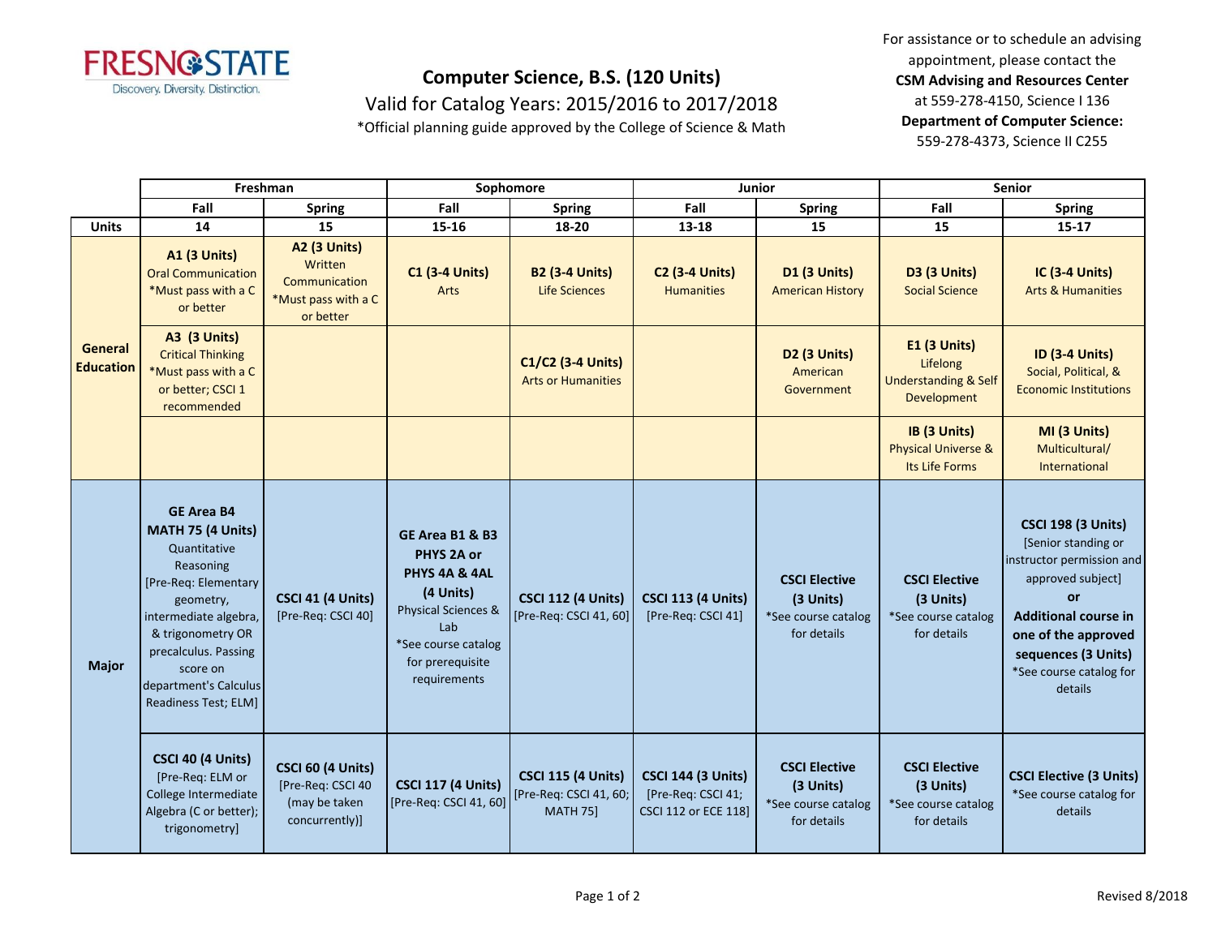**Computer Science, B.S. (120 Units)**

Valid for Catalog Years: 2015/2016 to 2017/2018

*Official planning guide approved by the College of Science & Math

For assistance or to schedule an advising appointment, please contact the **CSM Advising and Resources Center** at 559-278-4150, Science I 136
**Department of Computer Science:** 559-278-4373, Science II C255

| | Freshman | | Sophomore | | Junior | | Senior | |
|---|---|---|---|---|---|---|---|---|
| | Fall | Spring | Fall | Spring | Fall | Spring | Fall | Spring |
| **Units** | 14 | 15 | 15-16 | 18-20 | 13-18 | 15 | 15 | 15-17 |
| **General Education** | **A1 (3 Units)** Oral Communication *Must pass with a C or better | **A2 (3 Units)** Written Communication *Must pass with a C or better | **C1 (3-4 Units)** Arts | **B2 (3-4 Units)** Life Sciences | **C2 (3-4 Units)** Humanities | **D1 (3 Units)** American History | **D3 (3 Units)** Social Science | **IC (3-4 Units)** Arts & Humanities |
| | **A3 (3 Units)** Critical Thinking *Must pass with a C or better; CSCI 1 recommended | | | **C1/C2 (3-4 Units)** Arts or Humanities | | **D2 (3 Units)** American Government | **E1 (3 Units)** Lifelong Understanding & Self Development | **ID (3-4 Units)** Social, Political, & Economic Institutions |
| | | | | | | | **IB (3 Units)** Physical Universe & Its Life Forms | **MI (3 Units)** Multicultural/ International |
| **Major** | **GE Area B4 MATH 75 (4 Units)** Quantitative Reasoning [Pre-Req: Elementary geometry, intermediate algebra, & trigonometry OR precalculus. Passing score on department's Calculus Readiness Test; ELM] | **CSCI 41 (4 Units)** [Pre-Req: CSCI 40] | **GE Area B1 & B3 PHYS 2A or PHYS 4A & 4AL (4 Units)** Physical Sciences & Lab *See course catalog for prerequisite requirements | **CSCI 112 (4 Units)** [Pre-Req: CSCI 41, 60] | **CSCI 113 (4 Units)** [Pre-Req: CSCI 41] | **CSCI Elective (3 Units)** *See course catalog for details | **CSCI Elective (3 Units)** *See course catalog for details | **CSCI 198 (3 Units)** [Senior standing or instructor permission and approved subject] **or Additional course in one of the approved sequences (3 Units)** *See course catalog for details |
| | **CSCI 40 (4 Units)** [Pre-Req: ELM or College Intermediate Algebra (C or better); trigonometry] | **CSCI 60 (4 Units)** [Pre-Req: CSCI 40 (may be taken concurrently)] | **CSCI 117 (4 Units)** [Pre-Req: CSCI 41, 60] | **CSCI 115 (4 Units)** [Pre-Req: CSCI 41, 60; MATH 75] | **CSCI 144 (3 Units)** [Pre-Req: CSCI 41; CSCI 112 or ECE 118] | **CSCI Elective (3 Units)** *See course catalog for details | **CSCI Elective (3 Units)** *See course catalog for details | **CSCI Elective (3 Units)** *See course catalog for details |

Revised 8/2018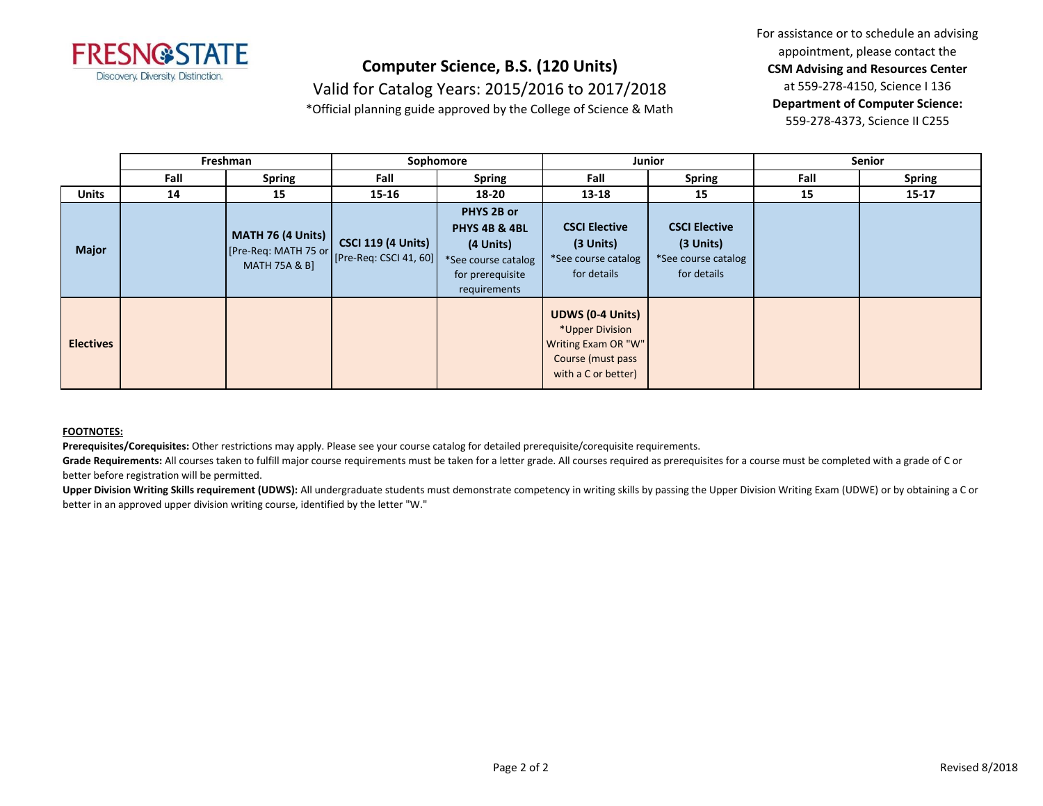FRESNO STATE
Discovery. Diversity. Distinction.

# Computer Science, B.S. (120 Units)

Valid for Catalog Years: 2015/2016 to 2017/2018

*Official planning guide approved by the College of Science & Math

For assistance or to schedule an advising appointment, please contact the **CSM Advising and Resources Center** at 559-278-4150, Science I 136
**Department of Computer Science:** 559-278-4373, Science II C255

| | Freshman | | Sophomore | | Junior | | Senior | |
|---|---|---|---|---|---|---|---|---|
| | **Fall** | **Spring** | **Fall** | **Spring** | **Fall** | **Spring** | **Fall** | **Spring** |
| **Units** | 14 | 15 | 15-16 | 18-20 | 13-18 | 15 | 15 | 15-17 |
| **Major** | | **MATH 76 (4 Units)** [Pre-Req: MATH 75 or MATH 75A & B] | **CSCI 119 (4 Units)** [Pre-Req: CSCI 41, 60] | **PHYS 2B or PHYS 4B & 4BL (4 Units)** *See course catalog for prerequisite requirements | **CSCI Elective (3 Units)** *See course catalog for details | **CSCI Elective (3 Units)** *See course catalog for details | | |
| **Electives** | | | | | **UDWS (0-4 Units)** *Upper Division Writing Exam OR "W" Course (must pass with a C or better) | | | |

**FOOTNOTES:**

**Prerequisites/Corequisites:** Other restrictions may apply. Please see your course catalog for detailed prerequisite/corequisite requirements.

**Grade Requirements:** All courses taken to fulfill major course requirements must be taken for a letter grade. All courses required as prerequisites for a course must be completed with a grade of C or better before registration will be permitted.

**Upper Division Writing Skills requirement (UDWS):** All undergraduate students must demonstrate competency in writing skills by passing the Upper Division Writing Exam (UDWE) or by obtaining a C or better in an approved upper division writing course, identified by the letter "W."

Revised 8/2018